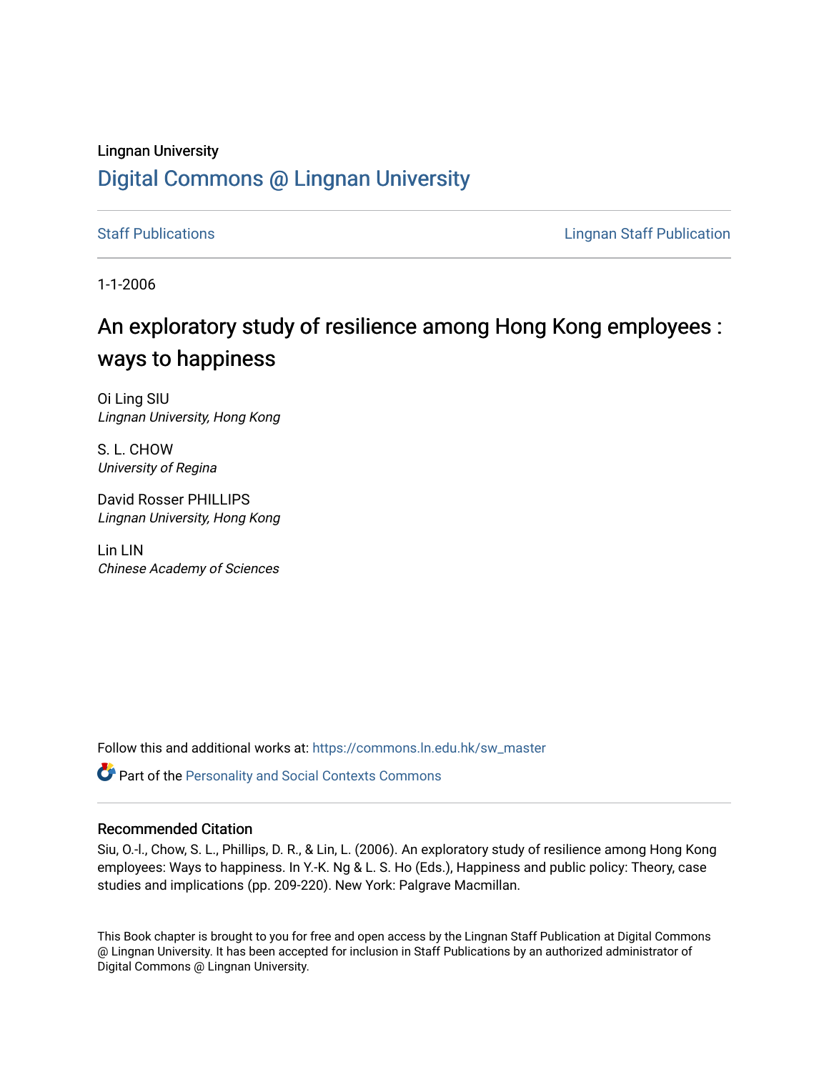Lingnan University

# Digital Commons @ Lingnan University

Staff Publications — Lingnan Staff Publication

1-1-2006

## An exploratory study of resilience among Hong Kong employees : ways to happiness

Oi Ling SIU
*Lingnan University, Hong Kong*

S. L. CHOW
*University of Regina*

David Rosser PHILLIPS
*Lingnan University, Hong Kong*

Lin LIN
*Chinese Academy of Sciences*

Follow this and additional works at: https://commons.ln.edu.hk/sw_master

Part of the Personality and Social Contexts Commons

### Recommended Citation

Siu, O.-l., Chow, S. L., Phillips, D. R., & Lin, L. (2006). An exploratory study of resilience among Hong Kong employees: Ways to happiness. In Y.-K. Ng & L. S. Ho (Eds.), Happiness and public policy: Theory, case studies and implications (pp. 209-220). New York: Palgrave Macmillan.

This Book chapter is brought to you for free and open access by the Lingnan Staff Publication at Digital Commons @ Lingnan University. It has been accepted for inclusion in Staff Publications by an authorized administrator of Digital Commons @ Lingnan University.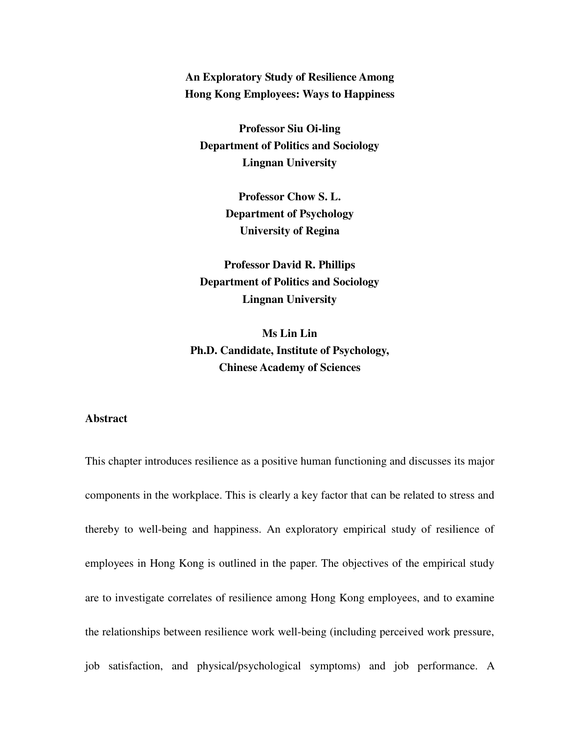# An Exploratory Study of Resilience Among Hong Kong Employees: Ways to Happiness

**Professor Siu Oi-ling**
**Department of Politics and Sociology**
**Lingnan University**

**Professor Chow S. L.**
**Department of Psychology**
**University of Regina**

**Professor David R. Phillips**
**Department of Politics and Sociology**
**Lingnan University**

**Ms Lin Lin**
**Ph.D. Candidate, Institute of Psychology,**
**Chinese Academy of Sciences**

## Abstract

This chapter introduces resilience as a positive human functioning and discusses its major components in the workplace. This is clearly a key factor that can be related to stress and thereby to well-being and happiness. An exploratory empirical study of resilience of employees in Hong Kong is outlined in the paper. The objectives of the empirical study are to investigate correlates of resilience among Hong Kong employees, and to examine the relationships between resilience work well-being (including perceived work pressure, job satisfaction, and physical/psychological symptoms) and job performance. A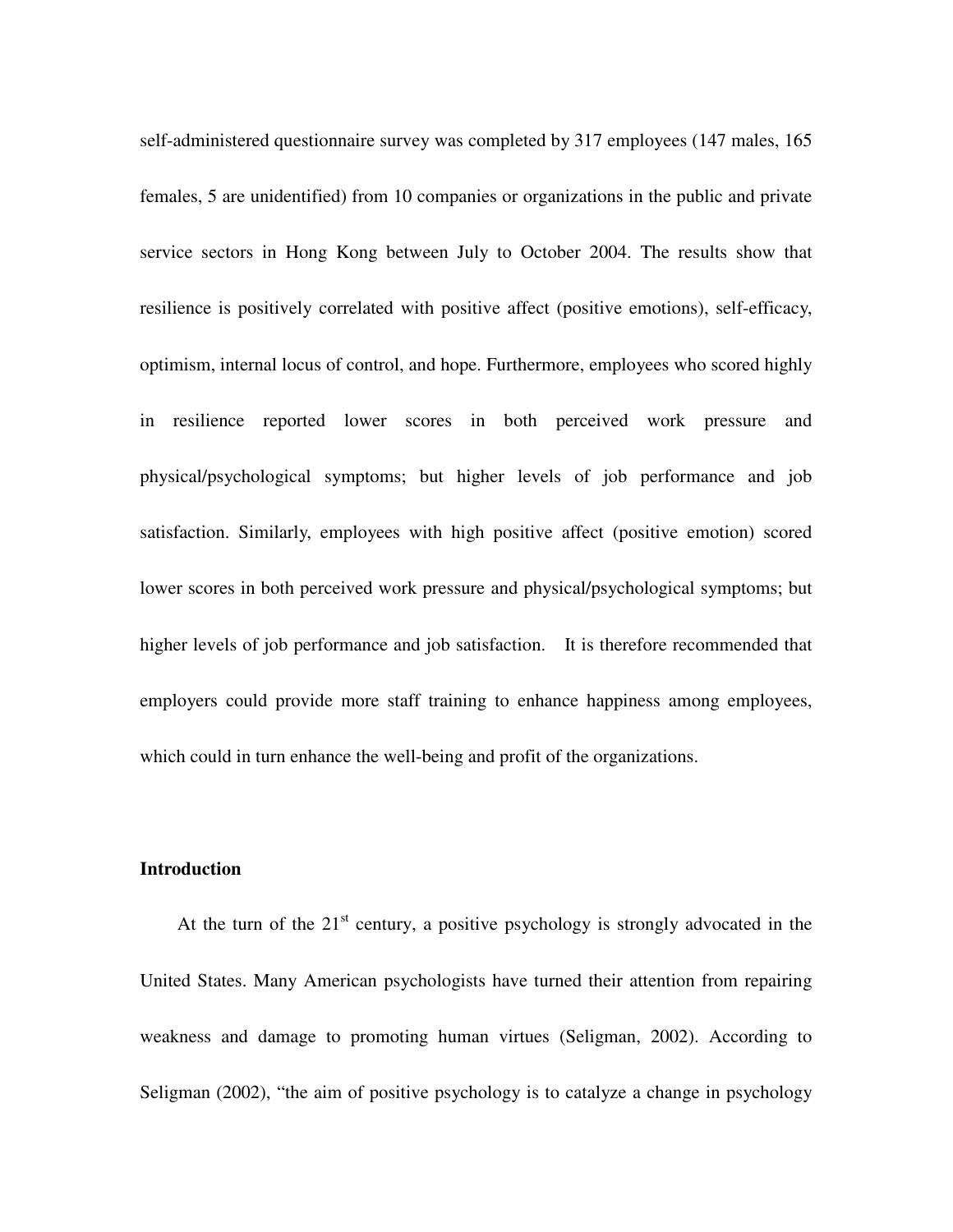self-administered questionnaire survey was completed by 317 employees (147 males, 165 females, 5 are unidentified) from 10 companies or organizations in the public and private service sectors in Hong Kong between July to October 2004. The results show that resilience is positively correlated with positive affect (positive emotions), self-efficacy, optimism, internal locus of control, and hope. Furthermore, employees who scored highly in resilience reported lower scores in both perceived work pressure and physical/psychological symptoms; but higher levels of job performance and job satisfaction. Similarly, employees with high positive affect (positive emotion) scored lower scores in both perceived work pressure and physical/psychological symptoms; but higher levels of job performance and job satisfaction. It is therefore recommended that employers could provide more staff training to enhance happiness among employees, which could in turn enhance the well-being and profit of the organizations.

## Introduction

At the turn of the 21st century, a positive psychology is strongly advocated in the United States. Many American psychologists have turned their attention from repairing weakness and damage to promoting human virtues (Seligman, 2002). According to Seligman (2002), "the aim of positive psychology is to catalyze a change in psychology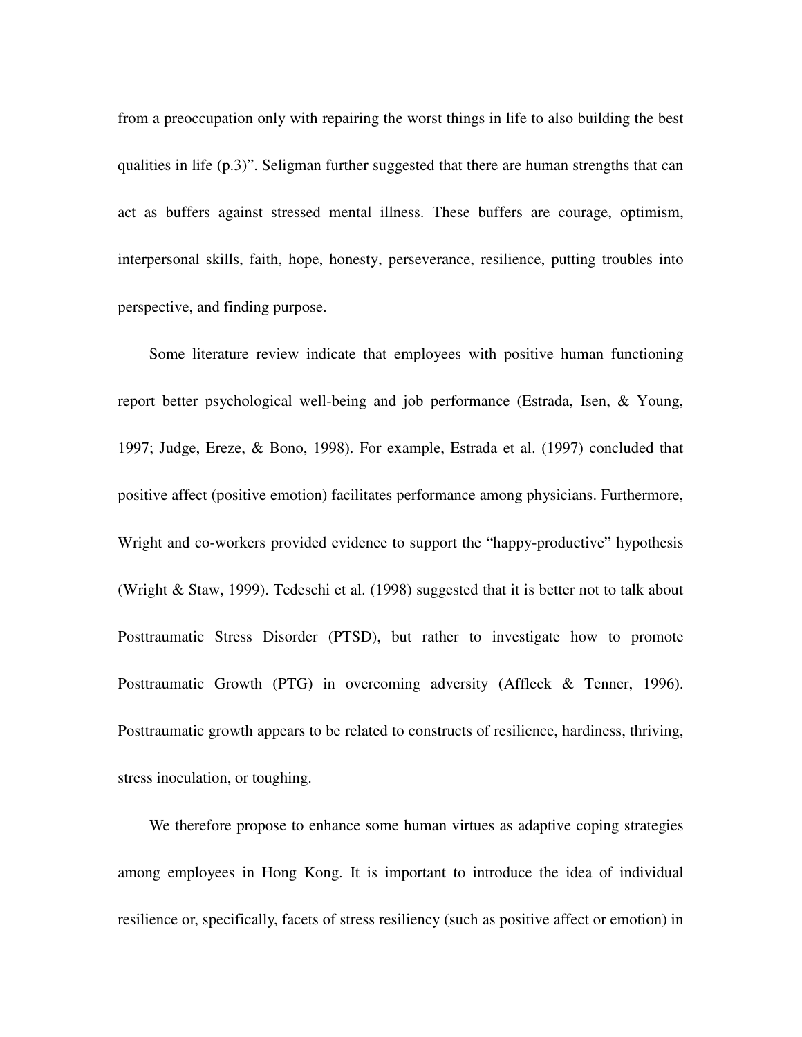from a preoccupation only with repairing the worst things in life to also building the best qualities in life (p.3)". Seligman further suggested that there are human strengths that can act as buffers against stressed mental illness. These buffers are courage, optimism, interpersonal skills, faith, hope, honesty, perseverance, resilience, putting troubles into perspective, and finding purpose.

Some literature review indicate that employees with positive human functioning report better psychological well-being and job performance (Estrada, Isen, & Young, 1997; Judge, Ereze, & Bono, 1998). For example, Estrada et al. (1997) concluded that positive affect (positive emotion) facilitates performance among physicians. Furthermore, Wright and co-workers provided evidence to support the "happy-productive" hypothesis (Wright & Staw, 1999). Tedeschi et al. (1998) suggested that it is better not to talk about Posttraumatic Stress Disorder (PTSD), but rather to investigate how to promote Posttraumatic Growth (PTG) in overcoming adversity (Affleck & Tenner, 1996). Posttraumatic growth appears to be related to constructs of resilience, hardiness, thriving, stress inoculation, or toughing.

We therefore propose to enhance some human virtues as adaptive coping strategies among employees in Hong Kong. It is important to introduce the idea of individual resilience or, specifically, facets of stress resiliency (such as positive affect or emotion) in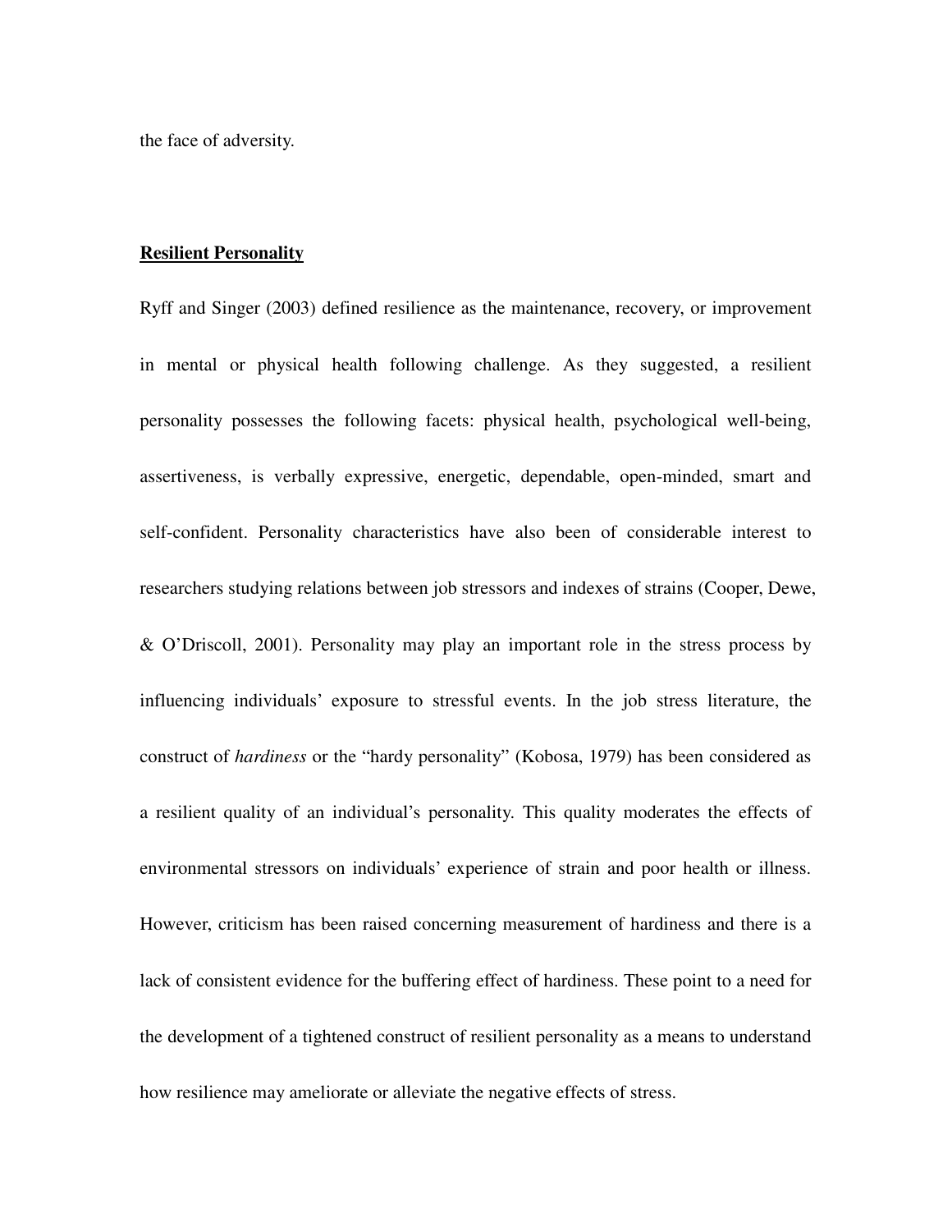the face of adversity.

**Resilient Personality**

Ryff and Singer (2003) defined resilience as the maintenance, recovery, or improvement in mental or physical health following challenge. As they suggested, a resilient personality possesses the following facets: physical health, psychological well-being, assertiveness, is verbally expressive, energetic, dependable, open-minded, smart and self-confident. Personality characteristics have also been of considerable interest to researchers studying relations between job stressors and indexes of strains (Cooper, Dewe, & O'Driscoll, 2001). Personality may play an important role in the stress process by influencing individuals' exposure to stressful events. In the job stress literature, the construct of *hardiness* or the "hardy personality" (Kobosa, 1979) has been considered as a resilient quality of an individual's personality. This quality moderates the effects of environmental stressors on individuals' experience of strain and poor health or illness. However, criticism has been raised concerning measurement of hardiness and there is a lack of consistent evidence for the buffering effect of hardiness. These point to a need for the development of a tightened construct of resilient personality as a means to understand how resilience may ameliorate or alleviate the negative effects of stress.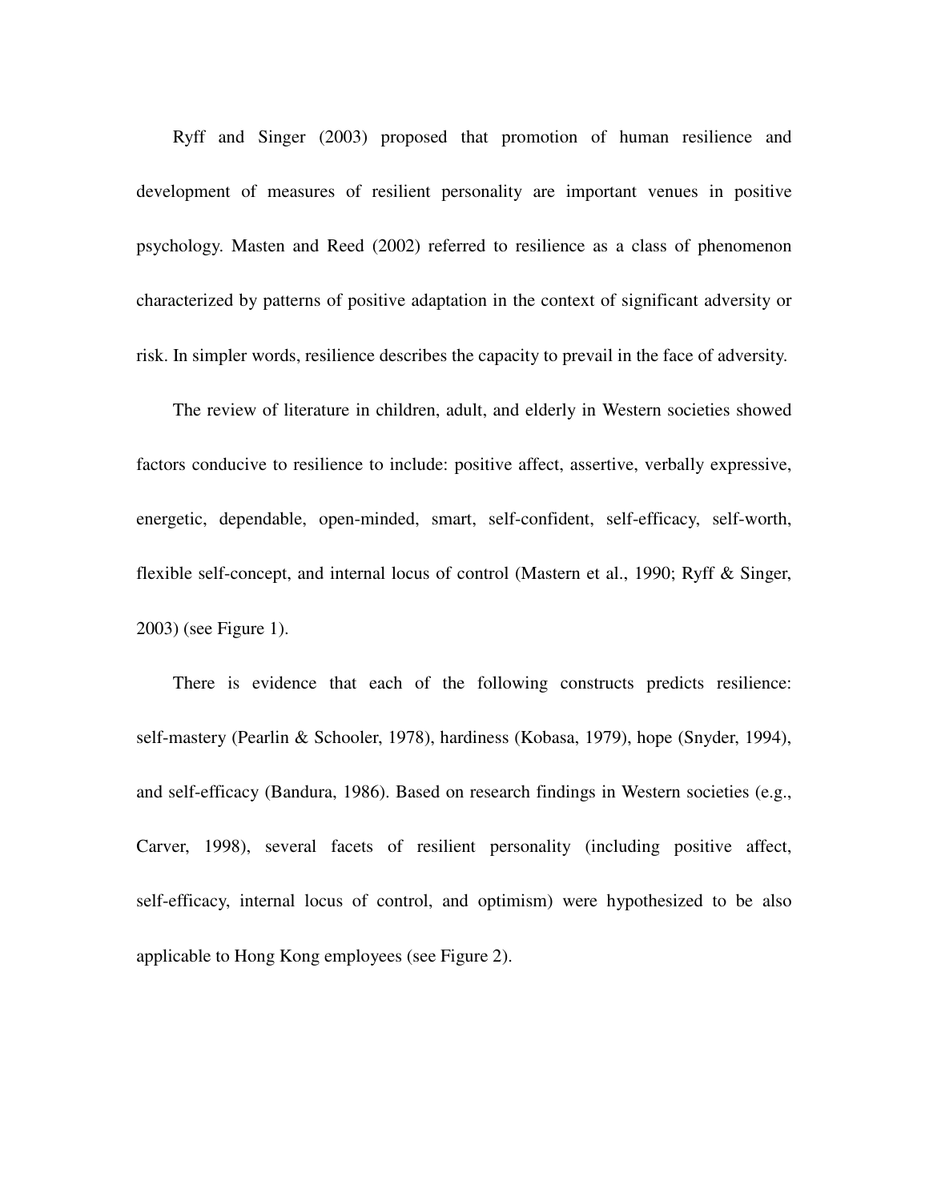Ryff and Singer (2003) proposed that promotion of human resilience and development of measures of resilient personality are important venues in positive psychology. Masten and Reed (2002) referred to resilience as a class of phenomenon characterized by patterns of positive adaptation in the context of significant adversity or risk. In simpler words, resilience describes the capacity to prevail in the face of adversity.

The review of literature in children, adult, and elderly in Western societies showed factors conducive to resilience to include: positive affect, assertive, verbally expressive, energetic, dependable, open-minded, smart, self-confident, self-efficacy, self-worth, flexible self-concept, and internal locus of control (Mastern et al., 1990; Ryff & Singer, 2003) (see Figure 1).

There is evidence that each of the following constructs predicts resilience: self-mastery (Pearlin & Schooler, 1978), hardiness (Kobasa, 1979), hope (Snyder, 1994), and self-efficacy (Bandura, 1986). Based on research findings in Western societies (e.g., Carver, 1998), several facets of resilient personality (including positive affect, self-efficacy, internal locus of control, and optimism) were hypothesized to be also applicable to Hong Kong employees (see Figure 2).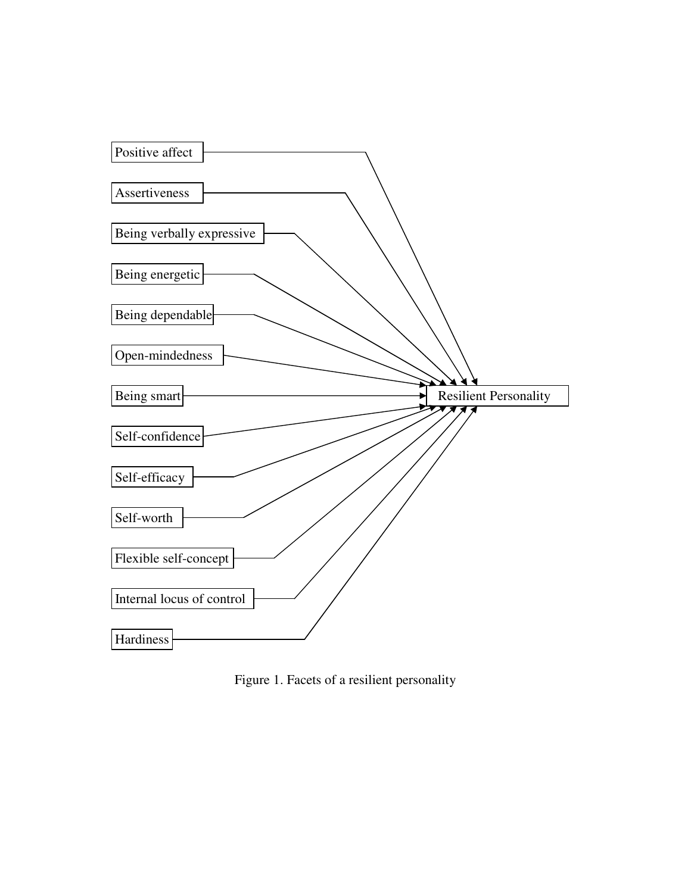Positive affect

Assertiveness

Being verbally expressive

Being energetic

Being dependable

Open-mindedness

Being smart

Self-confidence

Self-efficacy

Self-worth

Flexible self-concept

Internal locus of control

Hardiness

Resilient Personality

Figure 1. Facets of a resilient personality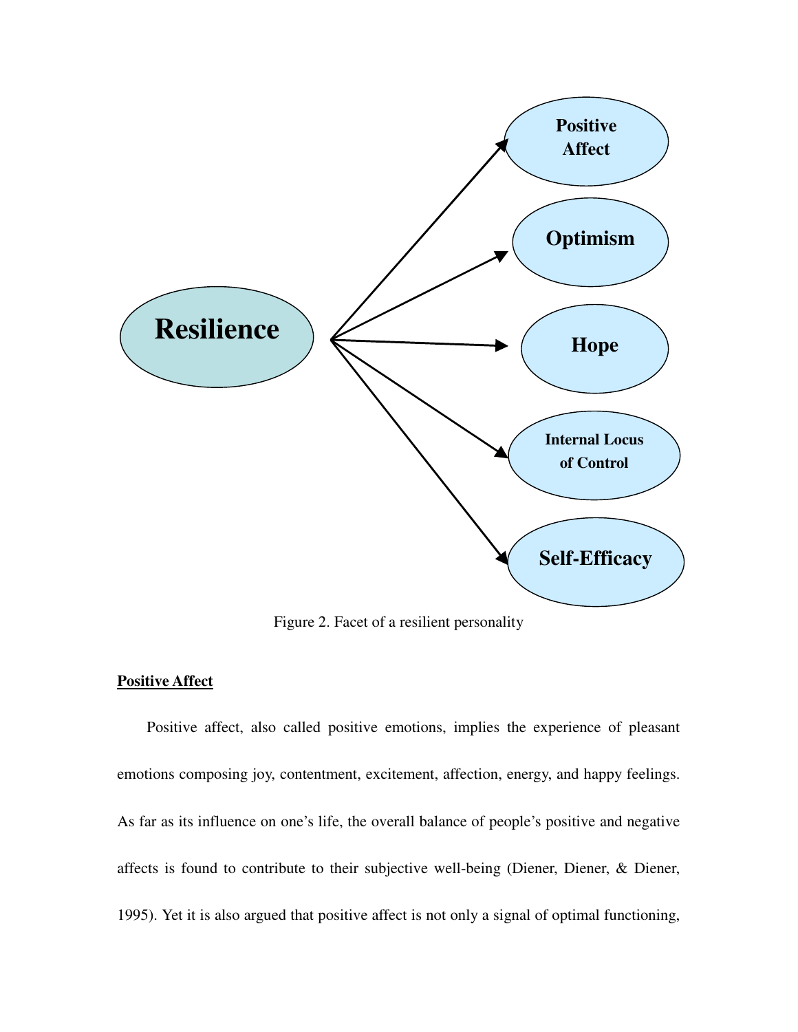Figure 2. Facet of a resilient personality

**Positive Affect**

Positive affect, also called positive emotions, implies the experience of pleasant emotions composing joy, contentment, excitement, affection, energy, and happy feelings. As far as its influence on one's life, the overall balance of people's positive and negative affects is found to contribute to their subjective well-being (Diener, Diener, & Diener, 1995). Yet it is also argued that positive affect is not only a signal of optimal functioning,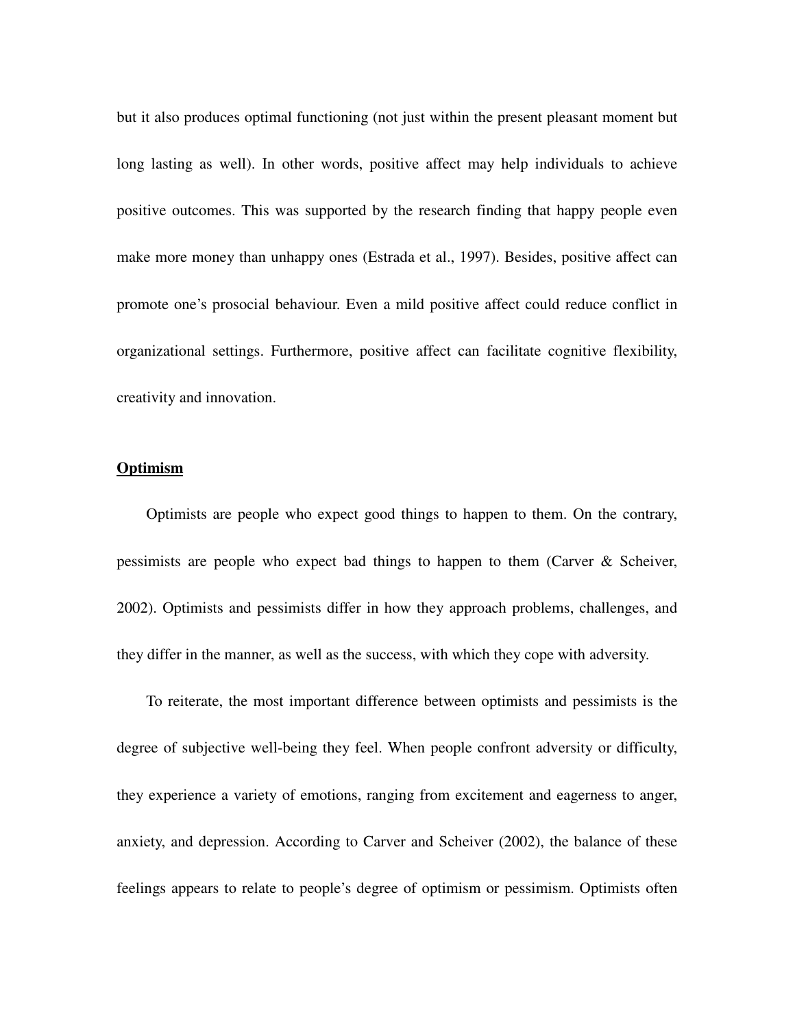but it also produces optimal functioning (not just within the present pleasant moment but long lasting as well). In other words, positive affect may help individuals to achieve positive outcomes. This was supported by the research finding that happy people even make more money than unhappy ones (Estrada et al., 1997). Besides, positive affect can promote one's prosocial behaviour. Even a mild positive affect could reduce conflict in organizational settings. Furthermore, positive affect can facilitate cognitive flexibility, creativity and innovation.

## <u>**Optimism**</u>

Optimists are people who expect good things to happen to them. On the contrary, pessimists are people who expect bad things to happen to them (Carver & Scheiver, 2002). Optimists and pessimists differ in how they approach problems, challenges, and they differ in the manner, as well as the success, with which they cope with adversity.

To reiterate, the most important difference between optimists and pessimists is the degree of subjective well-being they feel. When people confront adversity or difficulty, they experience a variety of emotions, ranging from excitement and eagerness to anger, anxiety, and depression. According to Carver and Scheiver (2002), the balance of these feelings appears to relate to people's degree of optimism or pessimism. Optimists often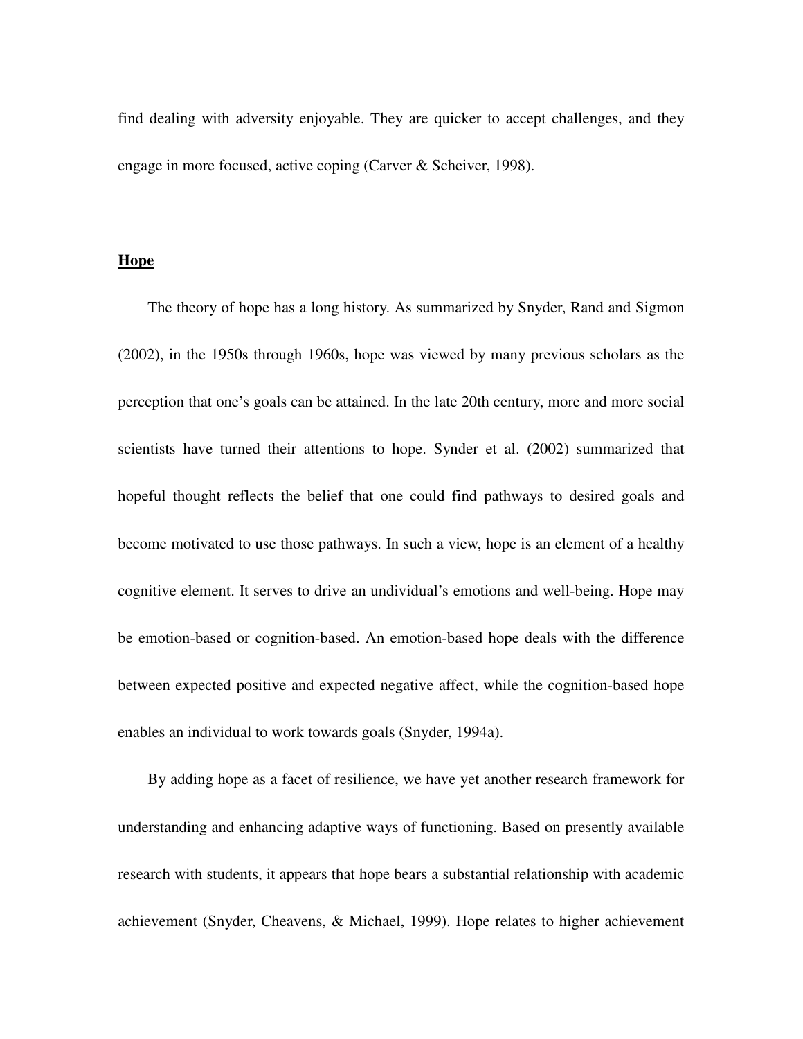find dealing with adversity enjoyable. They are quicker to accept challenges, and they engage in more focused, active coping (Carver & Scheiver, 1998).

**<u>Hope</u>**

The theory of hope has a long history. As summarized by Snyder, Rand and Sigmon (2002), in the 1950s through 1960s, hope was viewed by many previous scholars as the perception that one's goals can be attained. In the late 20th century, more and more social scientists have turned their attentions to hope. Synder et al. (2002) summarized that hopeful thought reflects the belief that one could find pathways to desired goals and become motivated to use those pathways. In such a view, hope is an element of a healthy cognitive element. It serves to drive an undividual's emotions and well-being. Hope may be emotion-based or cognition-based. An emotion-based hope deals with the difference between expected positive and expected negative affect, while the cognition-based hope enables an individual to work towards goals (Snyder, 1994a).

By adding hope as a facet of resilience, we have yet another research framework for understanding and enhancing adaptive ways of functioning. Based on presently available research with students, it appears that hope bears a substantial relationship with academic achievement (Snyder, Cheavens, & Michael, 1999). Hope relates to higher achievement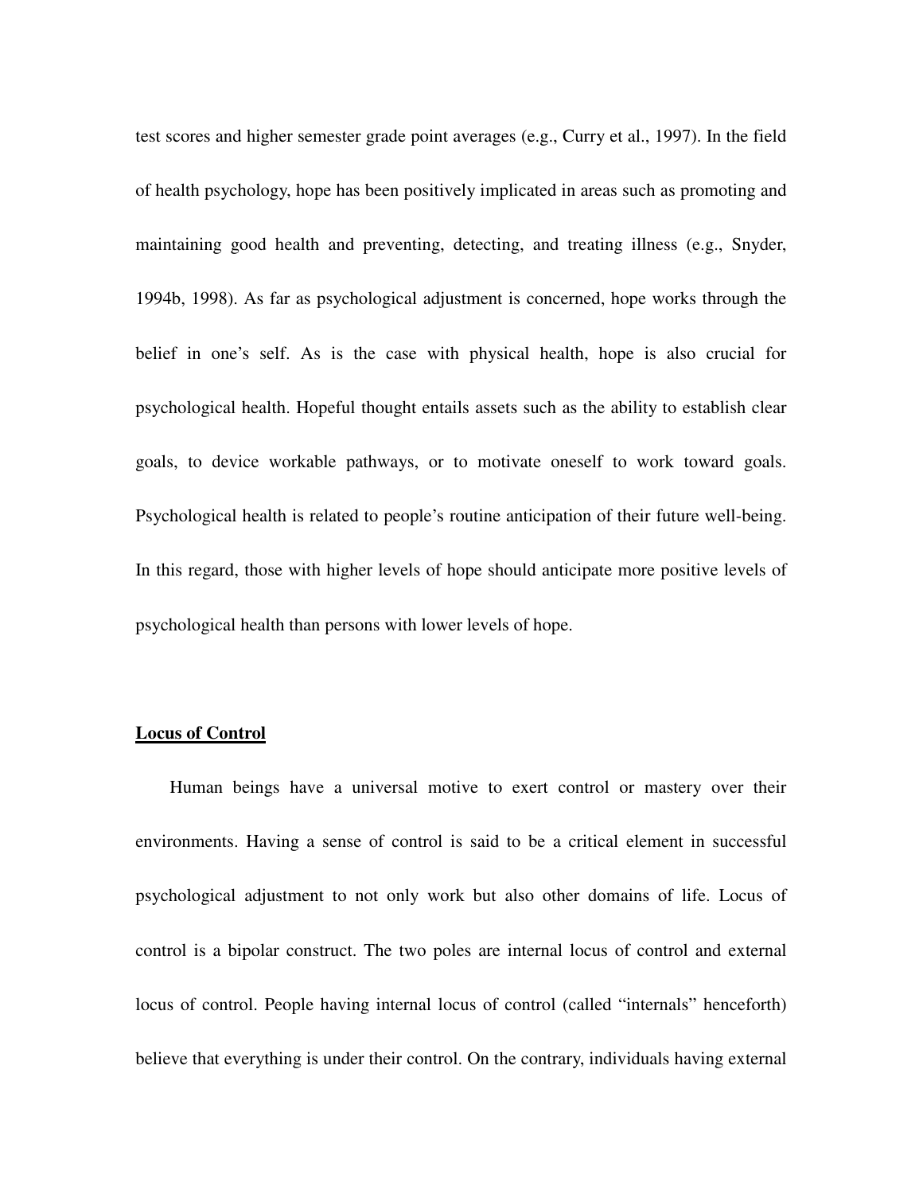test scores and higher semester grade point averages (e.g., Curry et al., 1997). In the field of health psychology, hope has been positively implicated in areas such as promoting and maintaining good health and preventing, detecting, and treating illness (e.g., Snyder, 1994b, 1998). As far as psychological adjustment is concerned, hope works through the belief in one's self. As is the case with physical health, hope is also crucial for psychological health. Hopeful thought entails assets such as the ability to establish clear goals, to device workable pathways, or to motivate oneself to work toward goals. Psychological health is related to people's routine anticipation of their future well-being. In this regard, those with higher levels of hope should anticipate more positive levels of psychological health than persons with lower levels of hope.

## Locus of Control

Human beings have a universal motive to exert control or mastery over their environments. Having a sense of control is said to be a critical element in successful psychological adjustment to not only work but also other domains of life. Locus of control is a bipolar construct. The two poles are internal locus of control and external locus of control. People having internal locus of control (called "internals" henceforth) believe that everything is under their control. On the contrary, individuals having external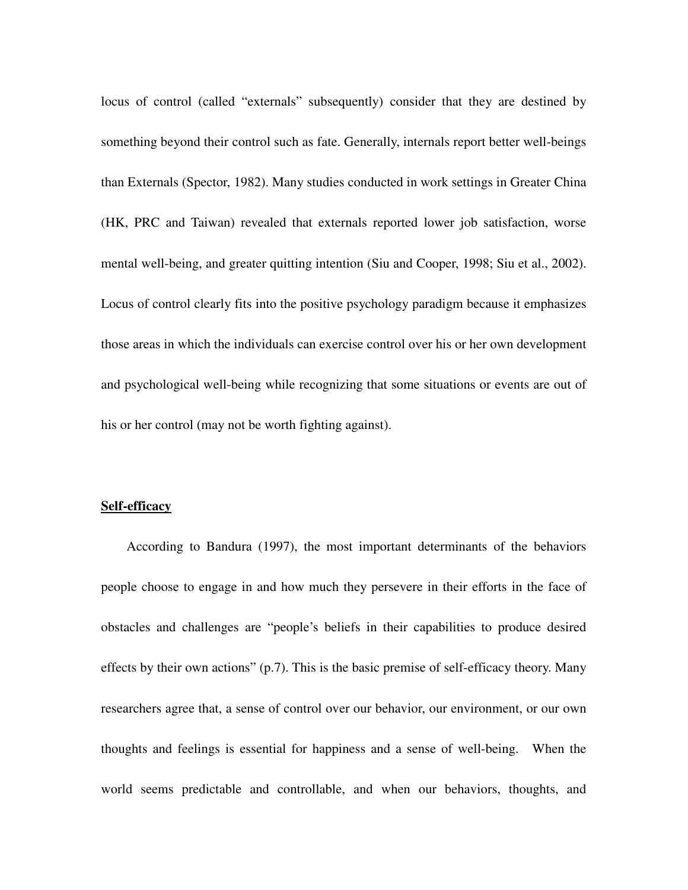locus of control (called "externals" subsequently) consider that they are destined by something beyond their control such as fate. Generally, internals report better well-beings than Externals (Spector, 1982). Many studies conducted in work settings in Greater China (HK, PRC and Taiwan) revealed that externals reported lower job satisfaction, worse mental well-being, and greater quitting intention (Siu and Cooper, 1998; Siu et al., 2002). Locus of control clearly fits into the positive psychology paradigm because it emphasizes those areas in which the individuals can exercise control over his or her own development and psychological well-being while recognizing that some situations or events are out of his or her control (may not be worth fighting against).

**Self-efficacy**

According to Bandura (1997), the most important determinants of the behaviors people choose to engage in and how much they persevere in their efforts in the face of obstacles and challenges are "people's beliefs in their capabilities to produce desired effects by their own actions" (p.7). This is the basic premise of self-efficacy theory. Many researchers agree that, a sense of control over our behavior, our environment, or our own thoughts and feelings is essential for happiness and a sense of well-being. When the world seems predictable and controllable, and when our behaviors, thoughts, and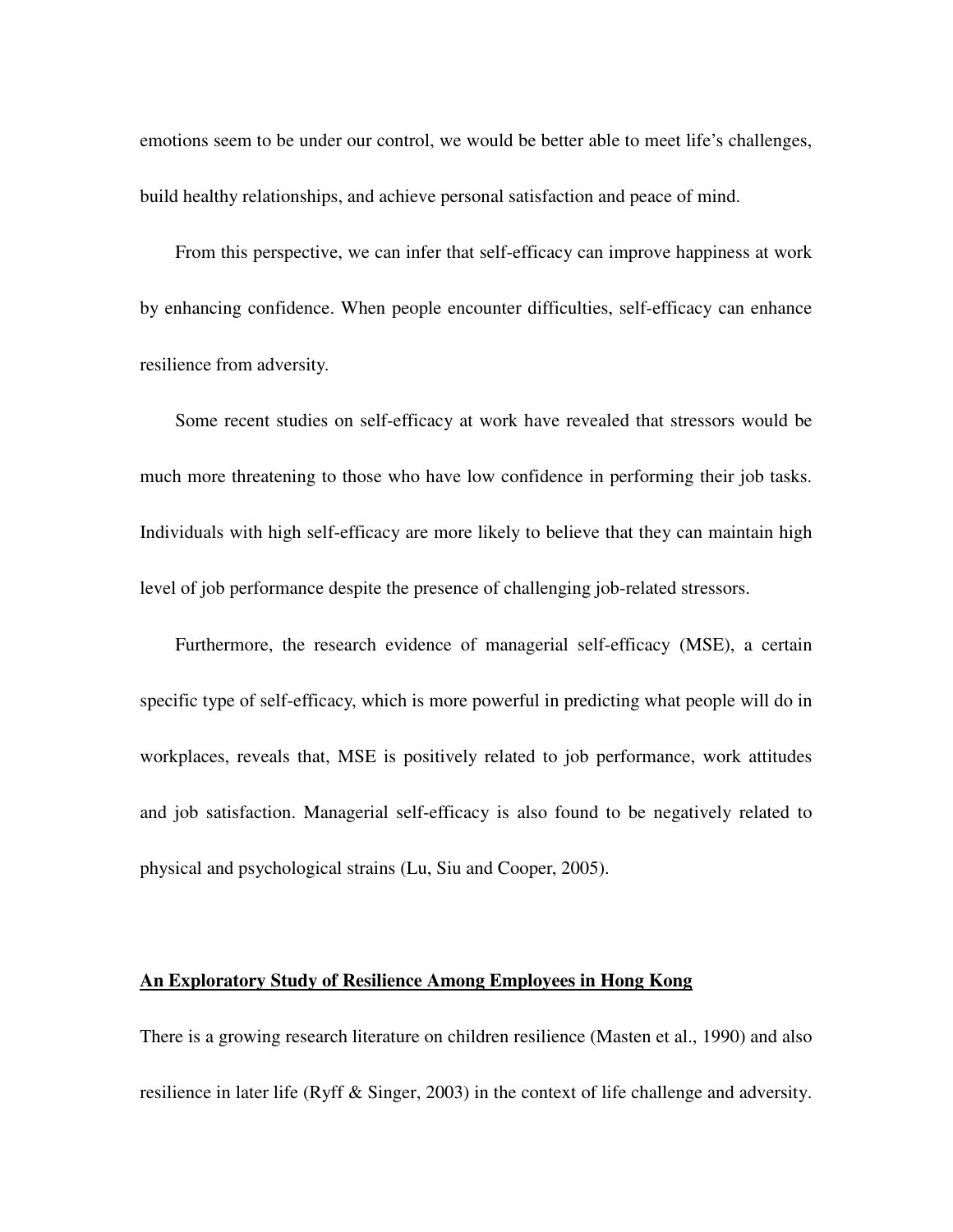emotions seem to be under our control, we would be better able to meet life's challenges, build healthy relationships, and achieve personal satisfaction and peace of mind.

From this perspective, we can infer that self-efficacy can improve happiness at work by enhancing confidence. When people encounter difficulties, self-efficacy can enhance resilience from adversity.

Some recent studies on self-efficacy at work have revealed that stressors would be much more threatening to those who have low confidence in performing their job tasks. Individuals with high self-efficacy are more likely to believe that they can maintain high level of job performance despite the presence of challenging job-related stressors.

Furthermore, the research evidence of managerial self-efficacy (MSE), a certain specific type of self-efficacy, which is more powerful in predicting what people will do in workplaces, reveals that, MSE is positively related to job performance, work attitudes and job satisfaction. Managerial self-efficacy is also found to be negatively related to physical and psychological strains (Lu, Siu and Cooper, 2005).

## An Exploratory Study of Resilience Among Employees in Hong Kong

There is a growing research literature on children resilience (Masten et al., 1990) and also resilience in later life (Ryff & Singer, 2003) in the context of life challenge and adversity.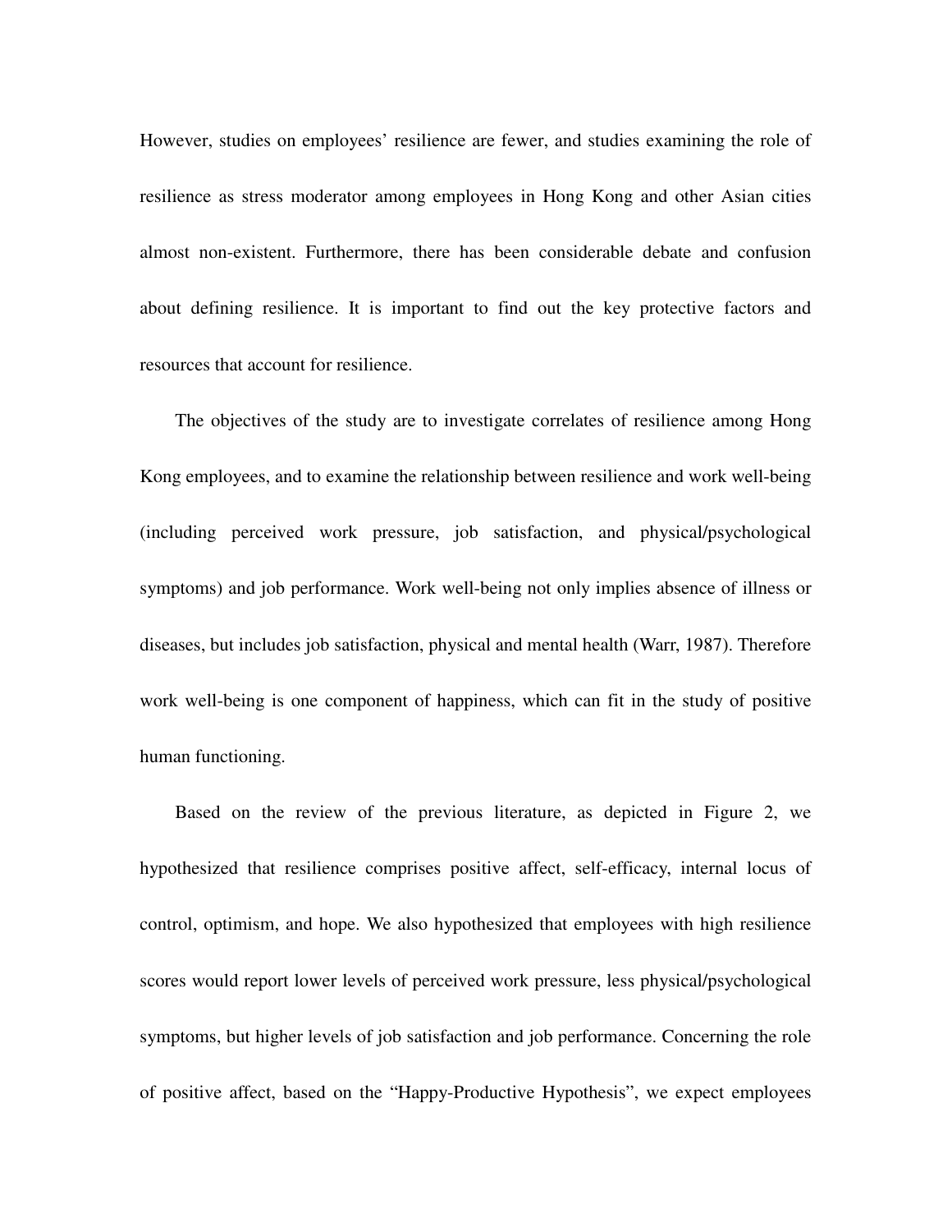However, studies on employees' resilience are fewer, and studies examining the role of resilience as stress moderator among employees in Hong Kong and other Asian cities almost non-existent. Furthermore, there has been considerable debate and confusion about defining resilience. It is important to find out the key protective factors and resources that account for resilience.

The objectives of the study are to investigate correlates of resilience among Hong Kong employees, and to examine the relationship between resilience and work well-being (including perceived work pressure, job satisfaction, and physical/psychological symptoms) and job performance. Work well-being not only implies absence of illness or diseases, but includes job satisfaction, physical and mental health (Warr, 1987). Therefore work well-being is one component of happiness, which can fit in the study of positive human functioning.

Based on the review of the previous literature, as depicted in Figure 2, we hypothesized that resilience comprises positive affect, self-efficacy, internal locus of control, optimism, and hope. We also hypothesized that employees with high resilience scores would report lower levels of perceived work pressure, less physical/psychological symptoms, but higher levels of job satisfaction and job performance. Concerning the role of positive affect, based on the "Happy-Productive Hypothesis", we expect employees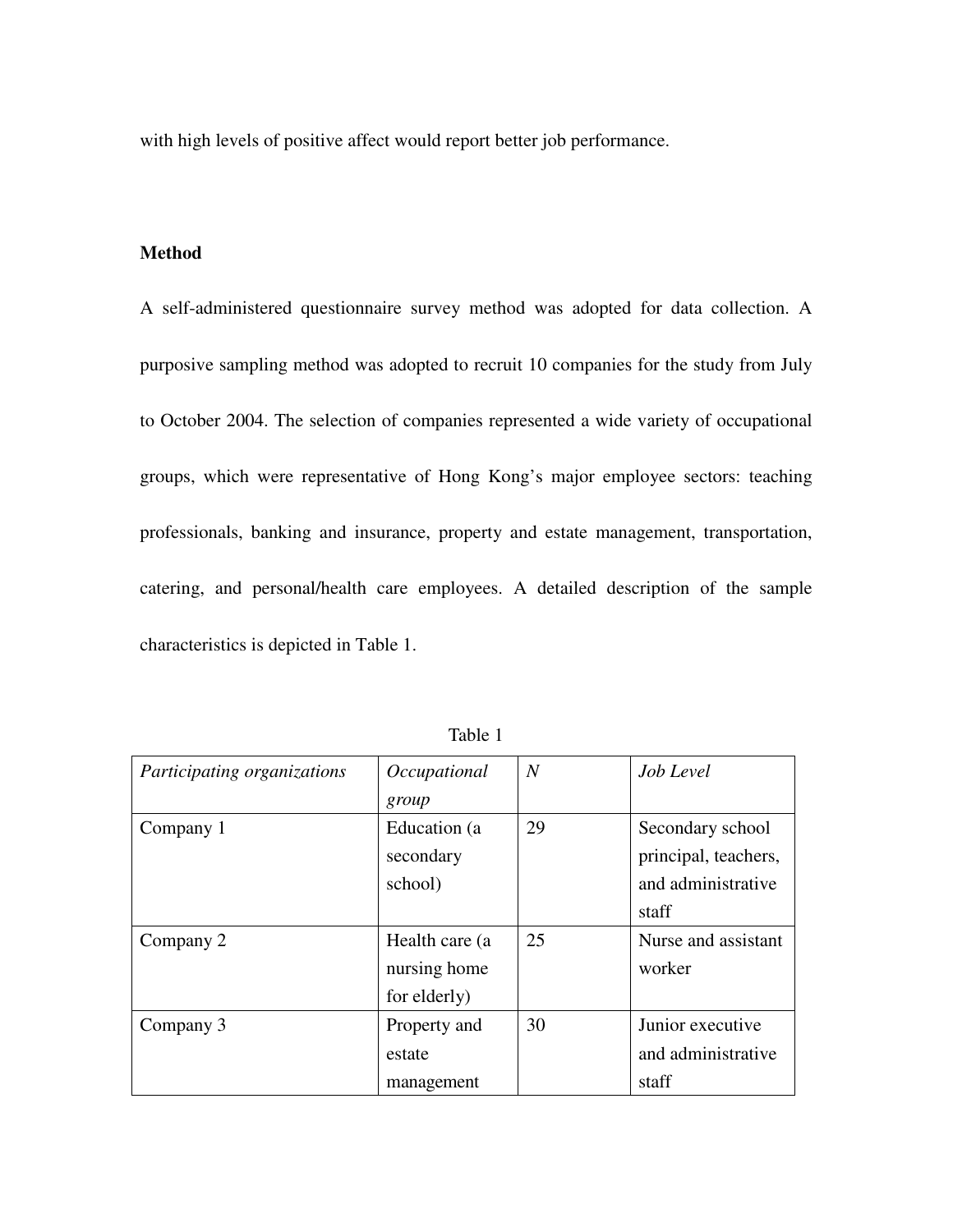with high levels of positive affect would report better job performance.

## Method

A self-administered questionnaire survey method was adopted for data collection. A purposive sampling method was adopted to recruit 10 companies for the study from July to October 2004. The selection of companies represented a wide variety of occupational groups, which were representative of Hong Kong's major employee sectors: teaching professionals, banking and insurance, property and estate management, transportation, catering, and personal/health care employees. A detailed description of the sample characteristics is depicted in Table 1.

Table 1

| *Participating organizations* | *Occupational group* | *N* | *Job Level* |
|---|---|---|---|
| Company 1 | Education (a secondary school) | 29 | Secondary school principal, teachers, and administrative staff |
| Company 2 | Health care (a nursing home for elderly) | 25 | Nurse and assistant worker |
| Company 3 | Property and estate management | 30 | Junior executive and administrative staff |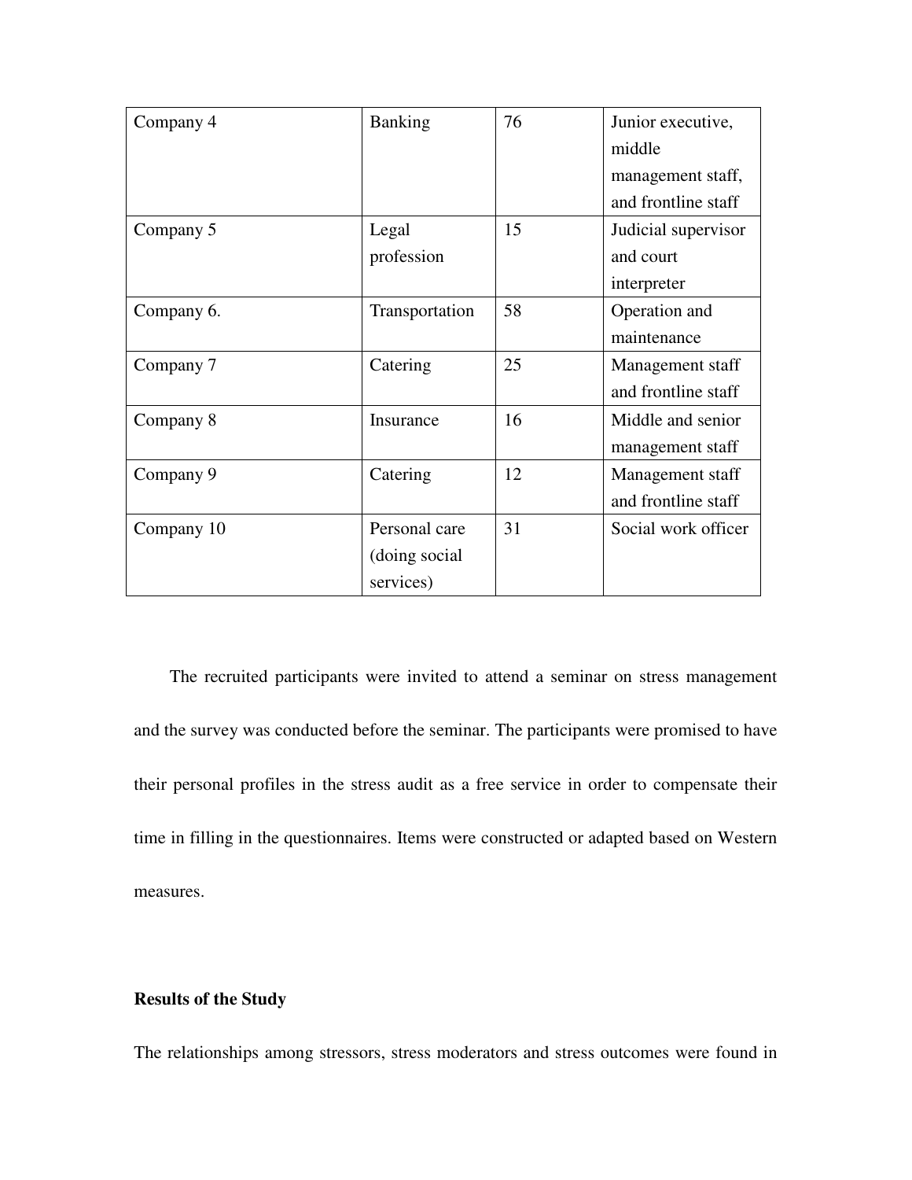| | | | |
|---|---|---|---|
| Company 4 | Banking | 76 | Junior executive, middle management staff, and frontline staff |
| Company 5 | Legal profession | 15 | Judicial supervisor and court interpreter |
| Company 6. | Transportation | 58 | Operation and maintenance |
| Company 7 | Catering | 25 | Management staff and frontline staff |
| Company 8 | Insurance | 16 | Middle and senior management staff |
| Company 9 | Catering | 12 | Management staff and frontline staff |
| Company 10 | Personal care (doing social services) | 31 | Social work officer |

The recruited participants were invited to attend a seminar on stress management and the survey was conducted before the seminar. The participants were promised to have their personal profiles in the stress audit as a free service in order to compensate their time in filling in the questionnaires. Items were constructed or adapted based on Western measures.

**Results of the Study**

The relationships among stressors, stress moderators and stress outcomes were found in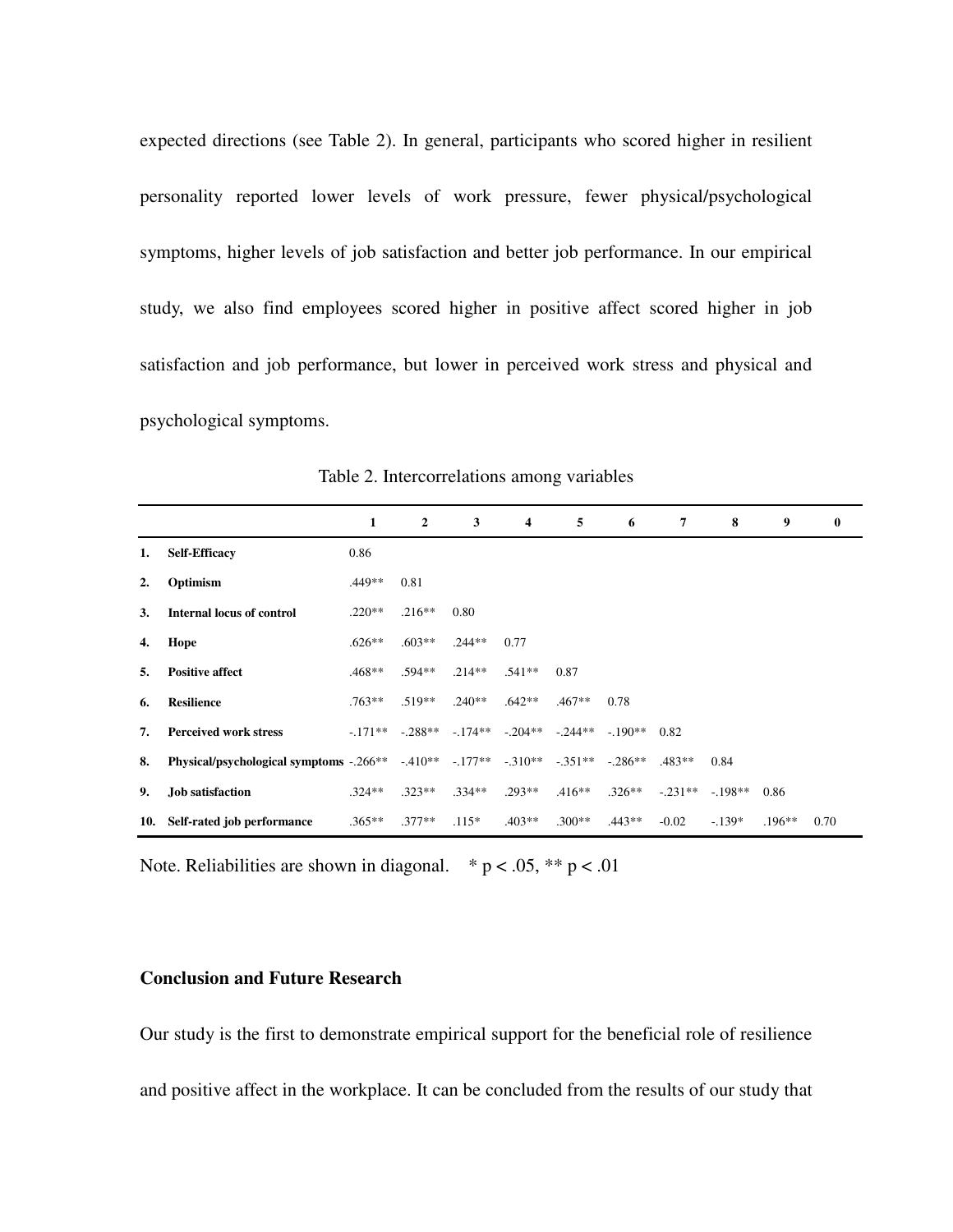expected directions (see Table 2). In general, participants who scored higher in resilient personality reported lower levels of work pressure, fewer physical/psychological symptoms, higher levels of job satisfaction and better job performance. In our empirical study, we also find employees scored higher in positive affect scored higher in job satisfaction and job performance, but lower in perceived work stress and physical and psychological symptoms.

Table 2. Intercorrelations among variables

| | | 1 | 2 | 3 | 4 | 5 | 6 | 7 | 8 | 9 | 0 |
|---|---|---|---|---|---|---|---|---|---|---|---|
| 1. | **Self-Efficacy** | 0.86 | | | | | | | | | |
| 2. | **Optimism** | .449** | 0.81 | | | | | | | | |
| 3. | **Internal locus of control** | .220** | .216** | 0.80 | | | | | | | |
| 4. | **Hope** | .626** | .603** | .244** | 0.77 | | | | | | |
| 5. | **Positive affect** | .468** | .594** | .214** | .541** | 0.87 | | | | | |
| 6. | **Resilience** | .763** | .519** | .240** | .642** | .467** | 0.78 | | | | |
| 7. | **Perceived work stress** | -.171** | -.288** | -.174** | -.204** | -.244** | -.190** | 0.82 | | | |
| 8. | **Physical/psychological symptoms** | -.266** | -.410** | -.177** | -.310** | -.351** | -.286** | .483** | 0.84 | | |
| 9. | **Job satisfaction** | .324** | .323** | .334** | .293** | .416** | .326** | -.231** | -.198** | 0.86 | |
| 10. | **Self-rated job performance** | .365** | .377** | .115* | .403** | .300** | .443** | -0.02 | -.139* | .196** | 0.70 |

Note. Reliabilities are shown in diagonal. * p < .05, ** p < .01

## Conclusion and Future Research

Our study is the first to demonstrate empirical support for the beneficial role of resilience and positive affect in the workplace. It can be concluded from the results of our study that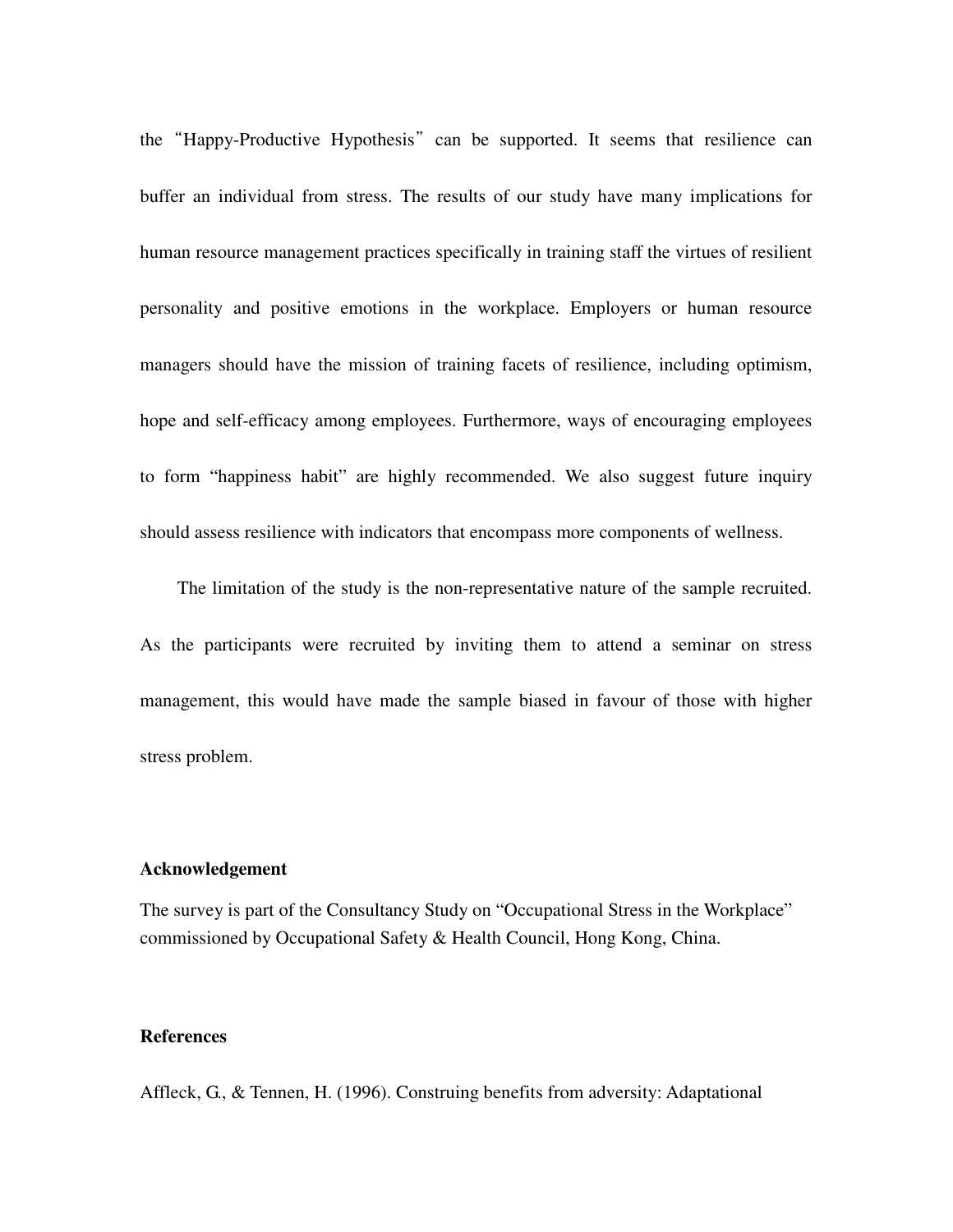the "Happy-Productive Hypothesis" can be supported. It seems that resilience can buffer an individual from stress. The results of our study have many implications for human resource management practices specifically in training staff the virtues of resilient personality and positive emotions in the workplace. Employers or human resource managers should have the mission of training facets of resilience, including optimism, hope and self-efficacy among employees. Furthermore, ways of encouraging employees to form "happiness habit" are highly recommended. We also suggest future inquiry should assess resilience with indicators that encompass more components of wellness.

The limitation of the study is the non-representative nature of the sample recruited. As the participants were recruited by inviting them to attend a seminar on stress management, this would have made the sample biased in favour of those with higher stress problem.

**Acknowledgement**

The survey is part of the Consultancy Study on "Occupational Stress in the Workplace" commissioned by Occupational Safety & Health Council, Hong Kong, China.

**References**

Affleck, G., & Tennen, H. (1996). Construing benefits from adversity: Adaptational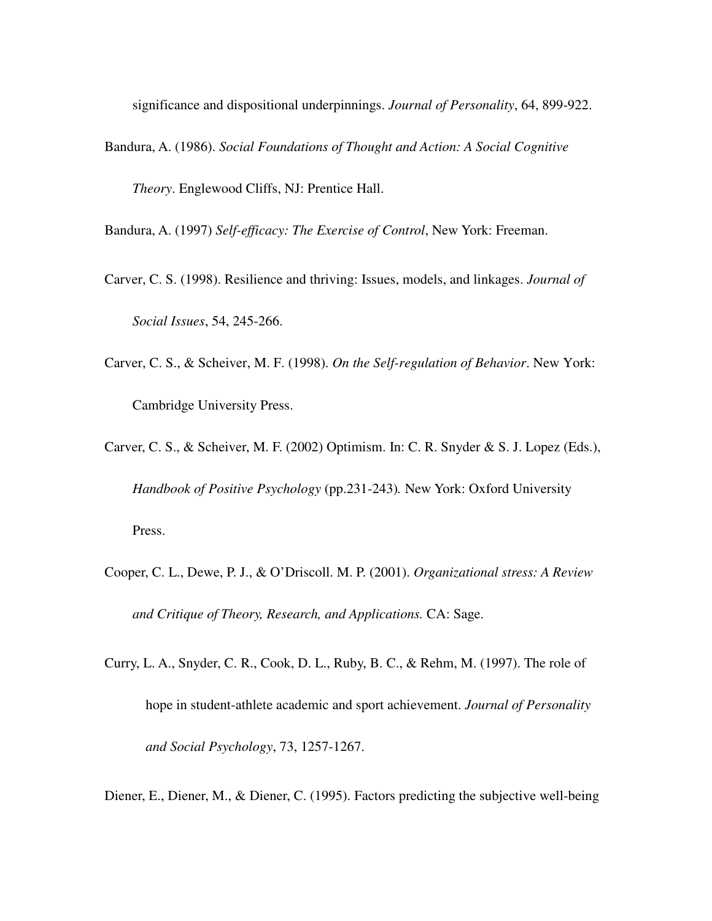significance and dispositional underpinnings. *Journal of Personality*, 64, 899-922.

Bandura, A. (1986). *Social Foundations of Thought and Action: A Social Cognitive Theory*. Englewood Cliffs, NJ: Prentice Hall.

Bandura, A. (1997) *Self-efficacy: The Exercise of Control*, New York: Freeman.

Carver, C. S. (1998). Resilience and thriving: Issues, models, and linkages. *Journal of Social Issues*, 54, 245-266.

Carver, C. S., & Scheiver, M. F. (1998). *On the Self-regulation of Behavior*. New York: Cambridge University Press.

Carver, C. S., & Scheiver, M. F. (2002) Optimism. In: C. R. Snyder & S. J. Lopez (Eds.), *Handbook of Positive Psychology* (pp.231-243). New York: Oxford University Press.

Cooper, C. L., Dewe, P. J., & O'Driscoll. M. P. (2001). *Organizational stress: A Review and Critique of Theory, Research, and Applications.* CA: Sage.

Curry, L. A., Snyder, C. R., Cook, D. L., Ruby, B. C., & Rehm, M. (1997). The role of hope in student-athlete academic and sport achievement. *Journal of Personality and Social Psychology*, 73, 1257-1267.

Diener, E., Diener, M., & Diener, C. (1995). Factors predicting the subjective well-being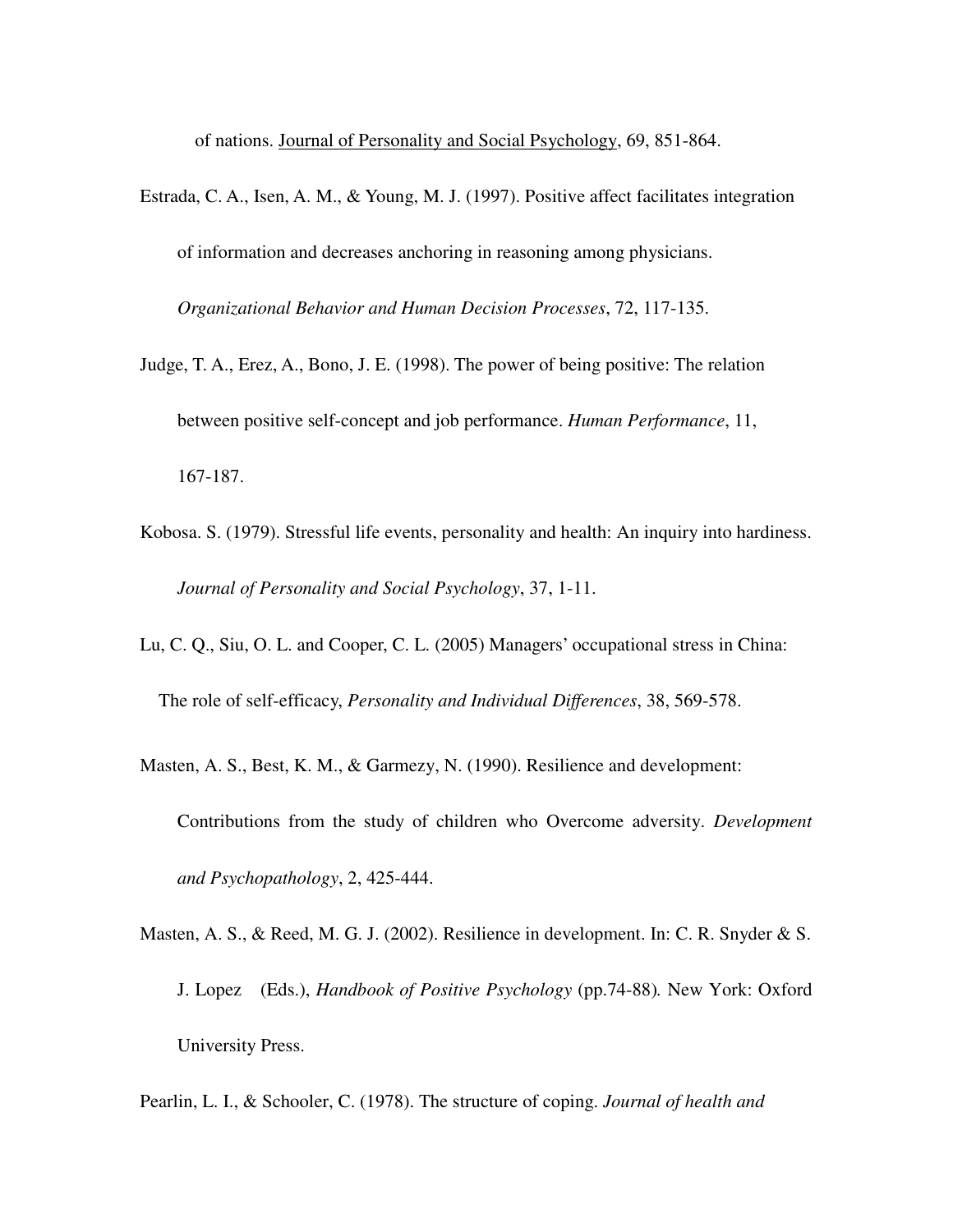of nations. Journal of Personality and Social Psychology, 69, 851-864.

Estrada, C. A., Isen, A. M., & Young, M. J. (1997). Positive affect facilitates integration of information and decreases anchoring in reasoning among physicians. *Organizational Behavior and Human Decision Processes*, 72, 117-135.

Judge, T. A., Erez, A., Bono, J. E. (1998). The power of being positive: The relation between positive self-concept and job performance. *Human Performance*, 11, 167-187.

Kobosa. S. (1979). Stressful life events, personality and health: An inquiry into hardiness. *Journal of Personality and Social Psychology*, 37, 1-11.

Lu, C. Q., Siu, O. L. and Cooper, C. L. (2005) Managers' occupational stress in China: The role of self-efficacy, *Personality and Individual Differences*, 38, 569-578.

Masten, A. S., Best, K. M., & Garmezy, N. (1990). Resilience and development: Contributions from the study of children who Overcome adversity. *Development and Psychopathology*, 2, 425-444.

Masten, A. S., & Reed, M. G. J. (2002). Resilience in development. In: C. R. Snyder & S. J. Lopez (Eds.), *Handbook of Positive Psychology* (pp.74-88). New York: Oxford University Press.

Pearlin, L. I., & Schooler, C. (1978). The structure of coping. *Journal of health and*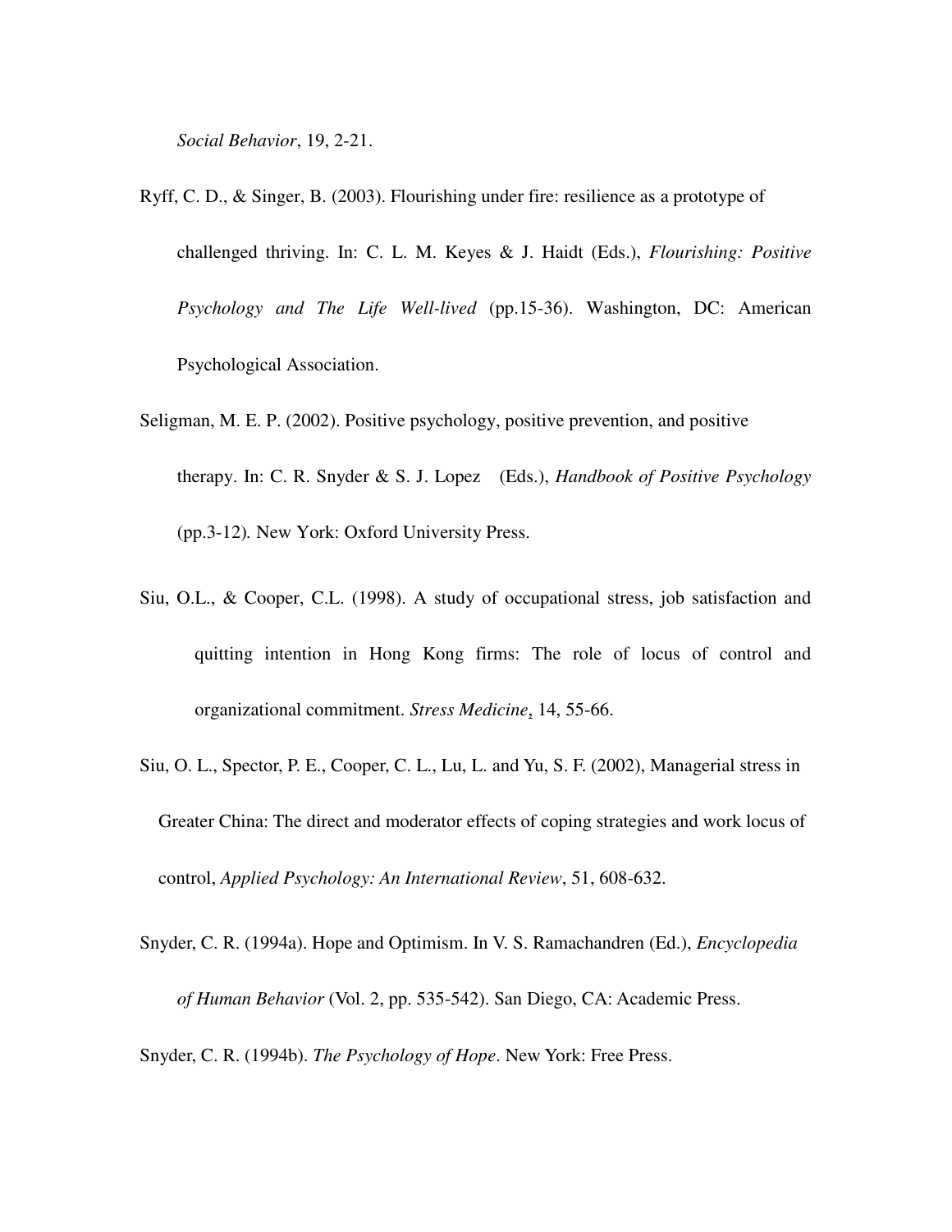*Social Behavior*, 19, 2-21.

Ryff, C. D., & Singer, B. (2003). Flourishing under fire: resilience as a prototype of challenged thriving. In: C. L. M. Keyes & J. Haidt (Eds.), *Flourishing: Positive Psychology and The Life Well-lived* (pp.15-36). Washington, DC: American Psychological Association.

Seligman, M. E. P. (2002). Positive psychology, positive prevention, and positive therapy. In: C. R. Snyder & S. J. Lopez (Eds.), *Handbook of Positive Psychology* (pp.3-12). New York: Oxford University Press.

Siu, O.L., & Cooper, C.L. (1998). A study of occupational stress, job satisfaction and quitting intention in Hong Kong firms: The role of locus of control and organizational commitment. *Stress Medicine*, 14, 55-66.

Siu, O. L., Spector, P. E., Cooper, C. L., Lu, L. and Yu, S. F. (2002), Managerial stress in Greater China: The direct and moderator effects of coping strategies and work locus of control, *Applied Psychology: An International Review*, 51, 608-632.

Snyder, C. R. (1994a). Hope and Optimism. In V. S. Ramachandren (Ed.), *Encyclopedia of Human Behavior* (Vol. 2, pp. 535-542). San Diego, CA: Academic Press.

Snyder, C. R. (1994b). *The Psychology of Hope*. New York: Free Press.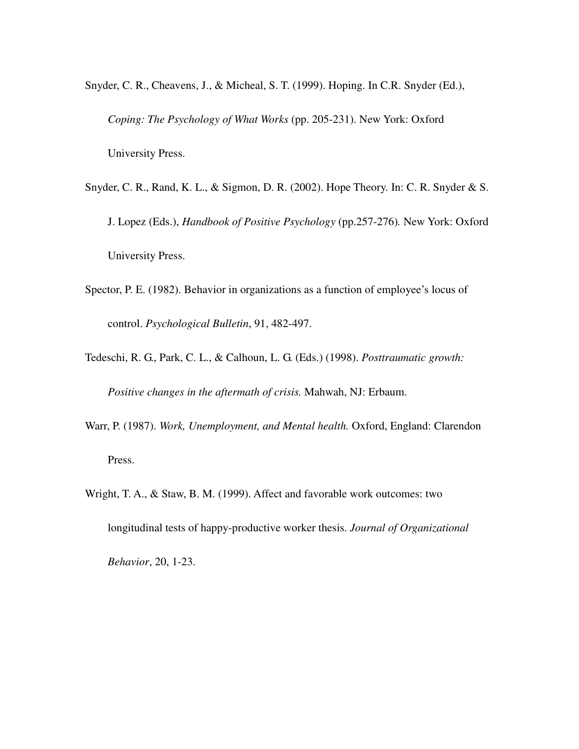Snyder, C. R., Cheavens, J., & Micheal, S. T. (1999). Hoping. In C.R. Snyder (Ed.), *Coping: The Psychology of What Works* (pp. 205-231). New York: Oxford University Press.

Snyder, C. R., Rand, K. L., & Sigmon, D. R. (2002). Hope Theory. In: C. R. Snyder & S. J. Lopez (Eds.), *Handbook of Positive Psychology* (pp.257-276). New York: Oxford University Press.

Spector, P. E. (1982). Behavior in organizations as a function of employee's locus of control. *Psychological Bulletin*, 91, 482-497.

Tedeschi, R. G., Park, C. L., & Calhoun, L. G. (Eds.) (1998). *Posttraumatic growth: Positive changes in the aftermath of crisis.* Mahwah, NJ: Erbaum.

Warr, P. (1987). *Work, Unemployment, and Mental health.* Oxford, England: Clarendon Press.

Wright, T. A., & Staw, B. M. (1999). Affect and favorable work outcomes: two longitudinal tests of happy-productive worker thesis. *Journal of Organizational Behavior*, 20, 1-23.